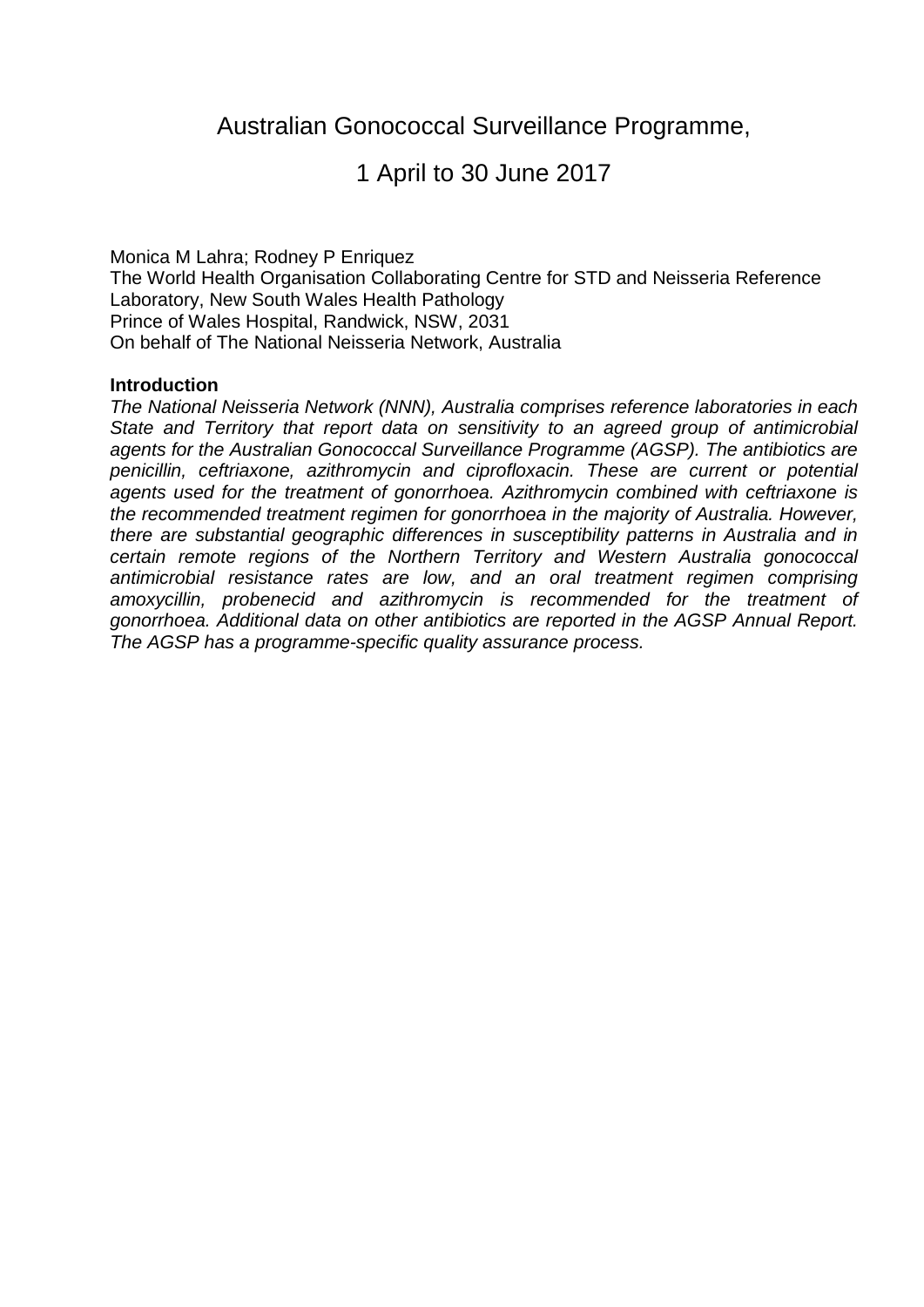# Australian Gonococcal Surveillance Programme,

# 1 April to 30 June 2017

Monica M Lahra; Rodney P Enriquez
The World Health Organisation Collaborating Centre for STD and Neisseria Reference Laboratory, New South Wales Health Pathology
Prince of Wales Hospital, Randwick, NSW, 2031
On behalf of The National Neisseria Network, Australia

## Introduction

*The National Neisseria Network (NNN), Australia comprises reference laboratories in each State and Territory that report data on sensitivity to an agreed group of antimicrobial agents for the Australian Gonococcal Surveillance Programme (AGSP). The antibiotics are penicillin, ceftriaxone, azithromycin and ciprofloxacin. These are current or potential agents used for the treatment of gonorrhoea. Azithromycin combined with ceftriaxone is the recommended treatment regimen for gonorrhoea in the majority of Australia. However, there are substantial geographic differences in susceptibility patterns in Australia and in certain remote regions of the Northern Territory and Western Australia gonococcal antimicrobial resistance rates are low, and an oral treatment regimen comprising amoxycillin, probenecid and azithromycin is recommended for the treatment of gonorrhoea. Additional data on other antibiotics are reported in the AGSP Annual Report. The AGSP has a programme-specific quality assurance process.*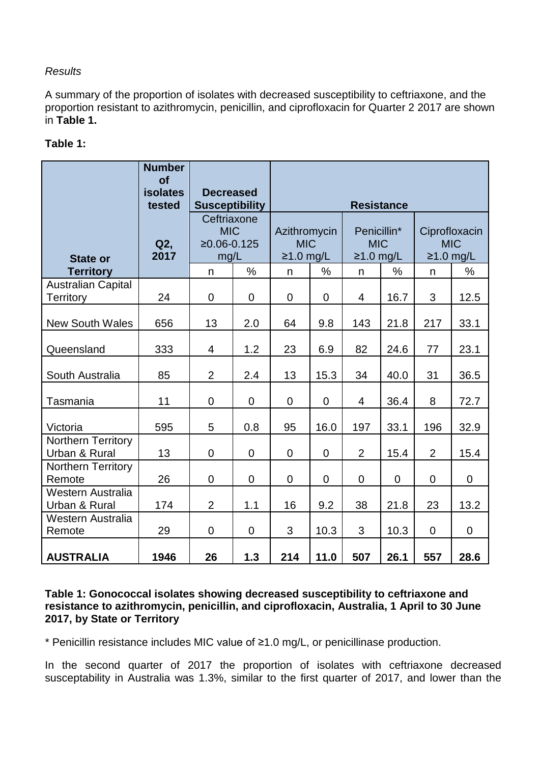*Results*

A summary of the proportion of isolates with decreased susceptibility to ceftriaxone, and the proportion resistant to azithromycin, penicillin, and ciprofloxacin for Quarter 2 2017 are shown in **Table 1.**

**Table 1:**

| State or Territory | Number of isolates tested | Decreased Susceptibility | | Resistance | | | | | |
|---|---|---|---|---|---|---|---|---|---|
| | Q2, 2017 | Ceftriaxone MIC ≥0.06-0.125 mg/L | | Azithromycin MIC ≥1.0 mg/L | | Penicillin* MIC ≥1.0 mg/L | | Ciprofloxacin MIC ≥1.0 mg/L | |
| | | n | % | n | % | n | % | n | % |
| Australian Capital Territory | 24 | 0 | 0 | 0 | 0 | 4 | 16.7 | 3 | 12.5 |
| New South Wales | 656 | 13 | 2.0 | 64 | 9.8 | 143 | 21.8 | 217 | 33.1 |
| Queensland | 333 | 4 | 1.2 | 23 | 6.9 | 82 | 24.6 | 77 | 23.1 |
| South Australia | 85 | 2 | 2.4 | 13 | 15.3 | 34 | 40.0 | 31 | 36.5 |
| Tasmania | 11 | 0 | 0 | 0 | 0 | 4 | 36.4 | 8 | 72.7 |
| Victoria | 595 | 5 | 0.8 | 95 | 16.0 | 197 | 33.1 | 196 | 32.9 |
| Northern Territory Urban & Rural | 13 | 0 | 0 | 0 | 0 | 2 | 15.4 | 2 | 15.4 |
| Northern Territory Remote | 26 | 0 | 0 | 0 | 0 | 0 | 0 | 0 | 0 |
| Western Australia Urban & Rural | 174 | 2 | 1.1 | 16 | 9.2 | 38 | 21.8 | 23 | 13.2 |
| Western Australia Remote | 29 | 0 | 0 | 3 | 10.3 | 3 | 10.3 | 0 | 0 |
| **AUSTRALIA** | **1946** | **26** | **1.3** | **214** | **11.0** | **507** | **26.1** | **557** | **28.6** |

**Table 1: Gonococcal isolates showing decreased susceptibility to ceftriaxone and resistance to azithromycin, penicillin, and ciprofloxacin, Australia, 1 April to 30 June 2017, by State or Territory**

\* Penicillin resistance includes MIC value of ≥1.0 mg/L, or penicillinase production.

In the second quarter of 2017 the proportion of isolates with ceftriaxone decreased susceptability in Australia was 1.3%, similar to the first quarter of 2017, and lower than the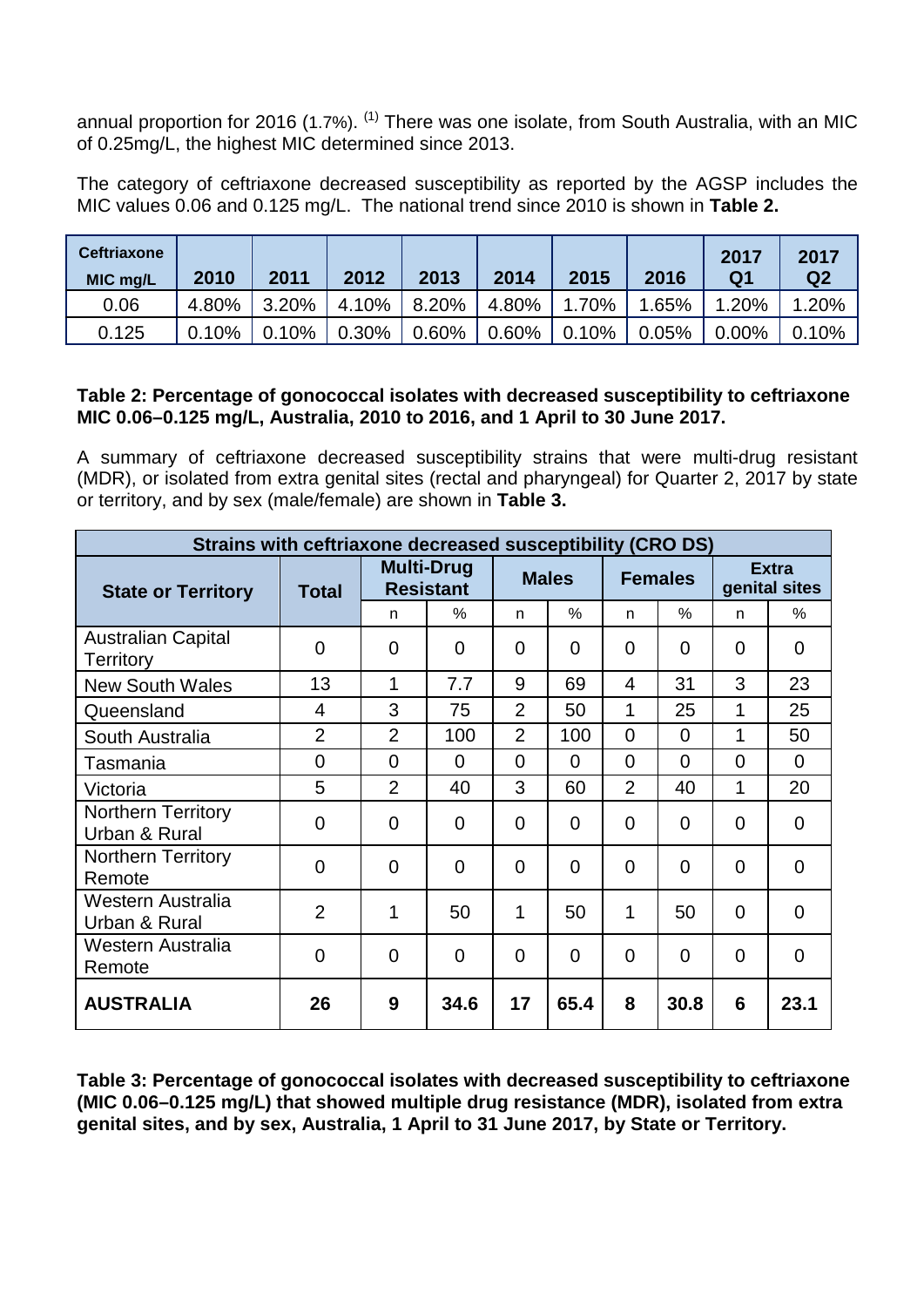annual proportion for 2016 (1.7%). [1] There was one isolate, from South Australia, with an MIC of 0.25mg/L, the highest MIC determined since 2013.

The category of ceftriaxone decreased susceptibility as reported by the AGSP includes the MIC values 0.06 and 0.125 mg/L. The national trend since 2010 is shown in **Table 2.**

| Ceftriaxone MIC mg/L | 2010 | 2011 | 2012 | 2013 | 2014 | 2015 | 2016 | 2017 Q1 | 2017 Q2 |
|---|---|---|---|---|---|---|---|---|---|
| 0.06 | 4.80% | 3.20% | 4.10% | 8.20% | 4.80% | 1.70% | 1.65% | 1.20% | 1.20% |
| 0.125 | 0.10% | 0.10% | 0.30% | 0.60% | 0.60% | 0.10% | 0.05% | 0.00% | 0.10% |

**Table 2: Percentage of gonococcal isolates with decreased susceptibility to ceftriaxone MIC 0.06–0.125 mg/L, Australia, 2010 to 2016, and 1 April to 30 June 2017.**

A summary of ceftriaxone decreased susceptibility strains that were multi-drug resistant (MDR), or isolated from extra genital sites (rectal and pharyngeal) for Quarter 2, 2017 by state or territory, and by sex (male/female) are shown in **Table 3.**

| Strains with ceftriaxone decreased susceptibility (CRO DS) | | | | | | | | | |
|---|---|---|---|---|---|---|---|---|---|
| State or Territory | Total | Multi-Drug Resistant | | Males | | Females | | Extra genital sites | |
| | | n | % | n | % | n | % | n | % |
| Australian Capital Territory | 0 | 0 | 0 | 0 | 0 | 0 | 0 | 0 | 0 |
| New South Wales | 13 | 1 | 7.7 | 9 | 69 | 4 | 31 | 3 | 23 |
| Queensland | 4 | 3 | 75 | 2 | 50 | 1 | 25 | 1 | 25 |
| South Australia | 2 | 2 | 100 | 2 | 100 | 0 | 0 | 1 | 50 |
| Tasmania | 0 | 0 | 0 | 0 | 0 | 0 | 0 | 0 | 0 |
| Victoria | 5 | 2 | 40 | 3 | 60 | 2 | 40 | 1 | 20 |
| Northern Territory Urban & Rural | 0 | 0 | 0 | 0 | 0 | 0 | 0 | 0 | 0 |
| Northern Territory Remote | 0 | 0 | 0 | 0 | 0 | 0 | 0 | 0 | 0 |
| Western Australia Urban & Rural | 2 | 1 | 50 | 1 | 50 | 1 | 50 | 0 | 0 |
| Western Australia Remote | 0 | 0 | 0 | 0 | 0 | 0 | 0 | 0 | 0 |
| **AUSTRALIA** | **26** | **9** | **34.6** | **17** | **65.4** | **8** | **30.8** | **6** | **23.1** |

**Table 3: Percentage of gonococcal isolates with decreased susceptibility to ceftriaxone (MIC 0.06–0.125 mg/L) that showed multiple drug resistance (MDR), isolated from extra genital sites, and by sex, Australia, 1 April to 31 June 2017, by State or Territory.**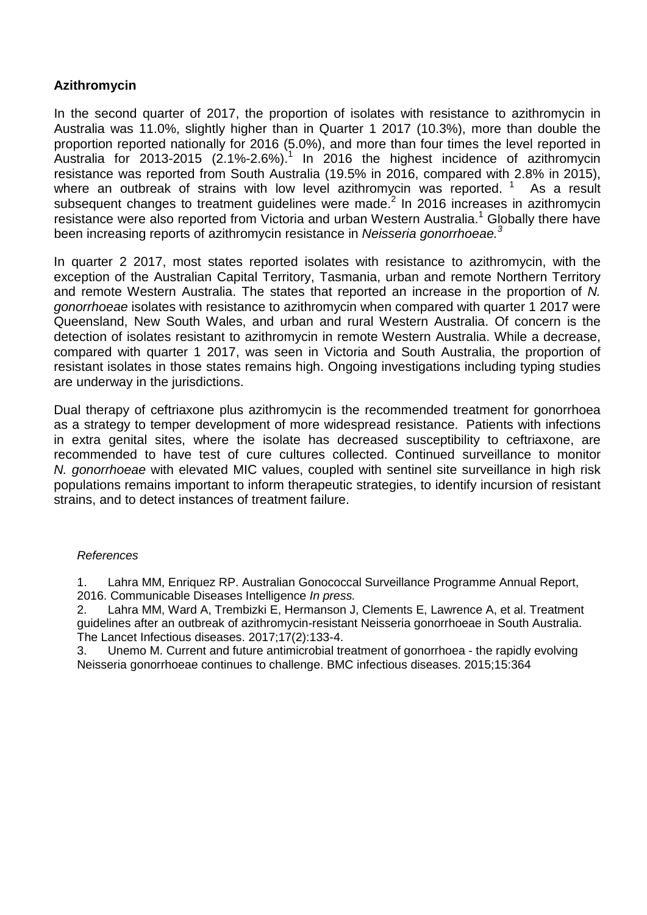## Azithromycin

In the second quarter of 2017, the proportion of isolates with resistance to azithromycin in Australia was 11.0%, slightly higher than in Quarter 1 2017 (10.3%), more than double the proportion reported nationally for 2016 (5.0%), and more than four times the level reported in Australia for 2013-2015 (2.1%-2.6%).[1] In 2016 the highest incidence of azithromycin resistance was reported from South Australia (19.5% in 2016, compared with 2.8% in 2015), where an outbreak of strains with low level azithromycin was reported. [1] As a result subsequent changes to treatment guidelines were made.[2] In 2016 increases in azithromycin resistance were also reported from Victoria and urban Western Australia.[1] Globally there have been increasing reports of azithromycin resistance in *Neisseria gonorrhoeae.*[3]

In quarter 2 2017, most states reported isolates with resistance to azithromycin, with the exception of the Australian Capital Territory, Tasmania, urban and remote Northern Territory and remote Western Australia. The states that reported an increase in the proportion of *N. gonorrhoeae* isolates with resistance to azithromycin when compared with quarter 1 2017 were Queensland, New South Wales, and urban and rural Western Australia. Of concern is the detection of isolates resistant to azithromycin in remote Western Australia. While a decrease, compared with quarter 1 2017, was seen in Victoria and South Australia, the proportion of resistant isolates in those states remains high. Ongoing investigations including typing studies are underway in the jurisdictions.

Dual therapy of ceftriaxone plus azithromycin is the recommended treatment for gonorrhoea as a strategy to temper development of more widespread resistance. Patients with infections in extra genital sites, where the isolate has decreased susceptibility to ceftriaxone, are recommended to have test of cure cultures collected. Continued surveillance to monitor *N. gonorrhoeae* with elevated MIC values, coupled with sentinel site surveillance in high risk populations remains important to inform therapeutic strategies, to identify incursion of resistant strains, and to detect instances of treatment failure.

*References*

1. Lahra MM, Enriquez RP. Australian Gonococcal Surveillance Programme Annual Report, 2016. Communicable Diseases Intelligence *In press.*
2. Lahra MM, Ward A, Trembizki E, Hermanson J, Clements E, Lawrence A, et al. Treatment guidelines after an outbreak of azithromycin-resistant Neisseria gonorrhoeae in South Australia. The Lancet Infectious diseases. 2017;17(2):133-4.
3. Unemo M. Current and future antimicrobial treatment of gonorrhoea - the rapidly evolving Neisseria gonorrhoeae continues to challenge. BMC infectious diseases. 2015;15:364